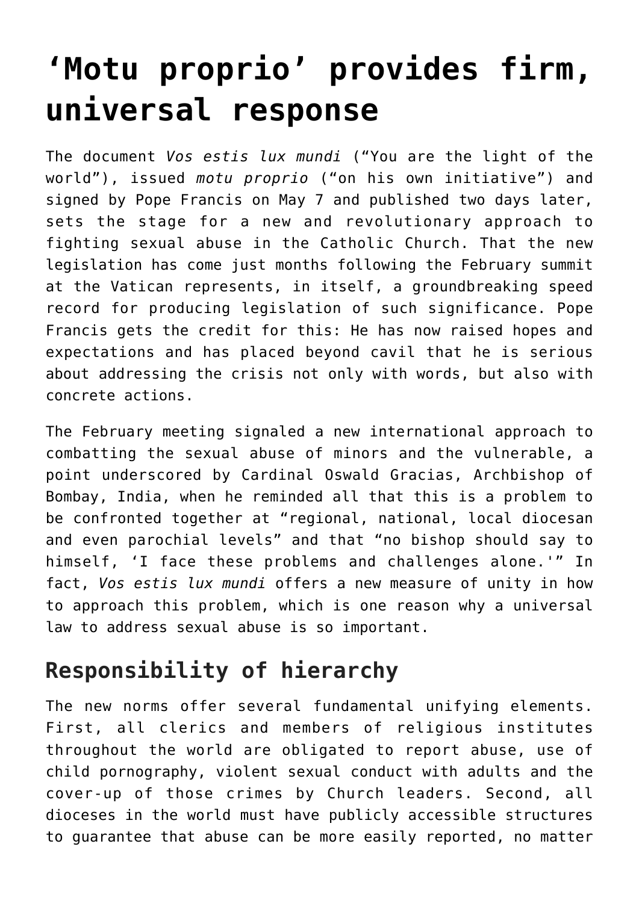# 'Motu proprio' provides firm, universal response

The document *Vos estis lux mundi* ("You are the light of the world"), issued *motu proprio* ("on his own initiative") and signed by Pope Francis on May 7 and published two days later, sets the stage for a new and revolutionary approach to fighting sexual abuse in the Catholic Church. That the new legislation has come just months following the February summit at the Vatican represents, in itself, a groundbreaking speed record for producing legislation of such significance. Pope Francis gets the credit for this: He has now raised hopes and expectations and has placed beyond cavil that he is serious about addressing the crisis not only with words, but also with concrete actions.

The February meeting signaled a new international approach to combatting the sexual abuse of minors and the vulnerable, a point underscored by Cardinal Oswald Gracias, Archbishop of Bombay, India, when he reminded all that this is a problem to be confronted together at "regional, national, local diocesan and even parochial levels" and that "no bishop should say to himself, 'I face these problems and challenges alone.'" In fact, *Vos estis lux mundi* offers a new measure of unity in how to approach this problem, which is one reason why a universal law to address sexual abuse is so important.

## Responsibility of hierarchy

The new norms offer several fundamental unifying elements. First, all clerics and members of religious institutes throughout the world are obligated to report abuse, use of child pornography, violent sexual conduct with adults and the cover-up of those crimes by Church leaders. Second, all dioceses in the world must have publicly accessible structures to guarantee that abuse can be more easily reported, no matter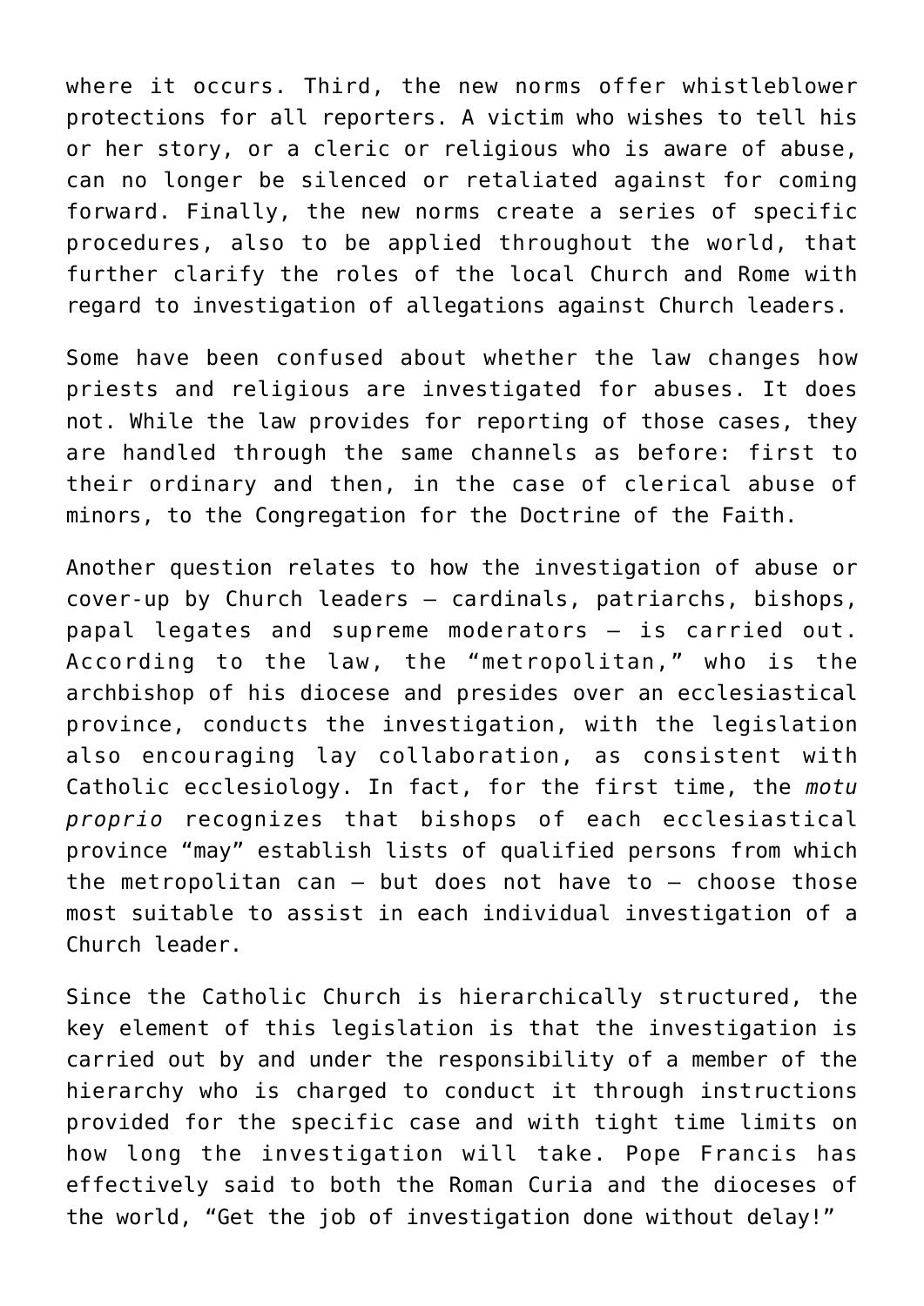where it occurs. Third, the new norms offer whistleblower protections for all reporters. A victim who wishes to tell his or her story, or a cleric or religious who is aware of abuse, can no longer be silenced or retaliated against for coming forward. Finally, the new norms create a series of specific procedures, also to be applied throughout the world, that further clarify the roles of the local Church and Rome with regard to investigation of allegations against Church leaders.

Some have been confused about whether the law changes how priests and religious are investigated for abuses. It does not. While the law provides for reporting of those cases, they are handled through the same channels as before: first to their ordinary and then, in the case of clerical abuse of minors, to the Congregation for the Doctrine of the Faith.

Another question relates to how the investigation of abuse or cover-up by Church leaders — cardinals, patriarchs, bishops, papal legates and supreme moderators — is carried out. According to the law, the "metropolitan," who is the archbishop of his diocese and presides over an ecclesiastical province, conducts the investigation, with the legislation also encouraging lay collaboration, as consistent with Catholic ecclesiology. In fact, for the first time, the *motu proprio* recognizes that bishops of each ecclesiastical province "may" establish lists of qualified persons from which the metropolitan can — but does not have to — choose those most suitable to assist in each individual investigation of a Church leader.

Since the Catholic Church is hierarchically structured, the key element of this legislation is that the investigation is carried out by and under the responsibility of a member of the hierarchy who is charged to conduct it through instructions provided for the specific case and with tight time limits on how long the investigation will take. Pope Francis has effectively said to both the Roman Curia and the dioceses of the world, "Get the job of investigation done without delay!"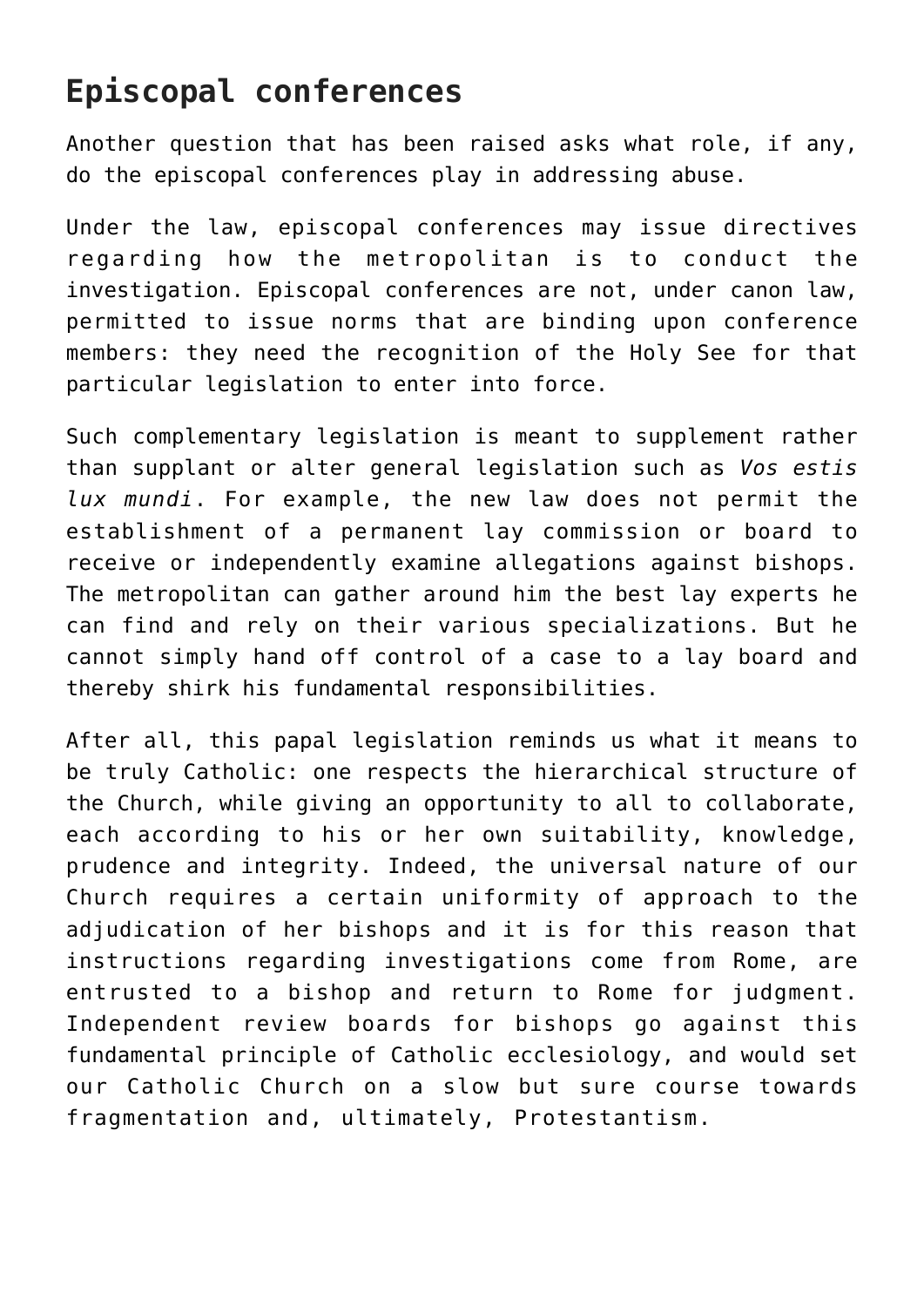## Episcopal conferences

Another question that has been raised asks what role, if any, do the episcopal conferences play in addressing abuse.

Under the law, episcopal conferences may issue directives regarding how the metropolitan is to conduct the investigation. Episcopal conferences are not, under canon law, permitted to issue norms that are binding upon conference members: they need the recognition of the Holy See for that particular legislation to enter into force.

Such complementary legislation is meant to supplement rather than supplant or alter general legislation such as *Vos estis lux mundi*. For example, the new law does not permit the establishment of a permanent lay commission or board to receive or independently examine allegations against bishops. The metropolitan can gather around him the best lay experts he can find and rely on their various specializations. But he cannot simply hand off control of a case to a lay board and thereby shirk his fundamental responsibilities.

After all, this papal legislation reminds us what it means to be truly Catholic: one respects the hierarchical structure of the Church, while giving an opportunity to all to collaborate, each according to his or her own suitability, knowledge, prudence and integrity. Indeed, the universal nature of our Church requires a certain uniformity of approach to the adjudication of her bishops and it is for this reason that instructions regarding investigations come from Rome, are entrusted to a bishop and return to Rome for judgment. Independent review boards for bishops go against this fundamental principle of Catholic ecclesiology, and would set our Catholic Church on a slow but sure course towards fragmentation and, ultimately, Protestantism.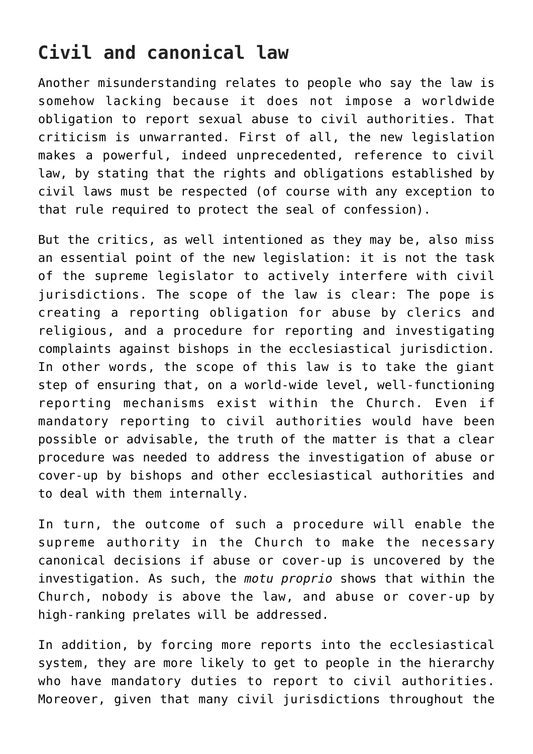## Civil and canonical law

Another misunderstanding relates to people who say the law is somehow lacking because it does not impose a worldwide obligation to report sexual abuse to civil authorities. That criticism is unwarranted. First of all, the new legislation makes a powerful, indeed unprecedented, reference to civil law, by stating that the rights and obligations established by civil laws must be respected (of course with any exception to that rule required to protect the seal of confession).

But the critics, as well intentioned as they may be, also miss an essential point of the new legislation: it is not the task of the supreme legislator to actively interfere with civil jurisdictions. The scope of the law is clear: The pope is creating a reporting obligation for abuse by clerics and religious, and a procedure for reporting and investigating complaints against bishops in the ecclesiastical jurisdiction. In other words, the scope of this law is to take the giant step of ensuring that, on a world-wide level, well-functioning reporting mechanisms exist within the Church. Even if mandatory reporting to civil authorities would have been possible or advisable, the truth of the matter is that a clear procedure was needed to address the investigation of abuse or cover-up by bishops and other ecclesiastical authorities and to deal with them internally.

In turn, the outcome of such a procedure will enable the supreme authority in the Church to make the necessary canonical decisions if abuse or cover-up is uncovered by the investigation. As such, the *motu proprio* shows that within the Church, nobody is above the law, and abuse or cover-up by high-ranking prelates will be addressed.

In addition, by forcing more reports into the ecclesiastical system, they are more likely to get to people in the hierarchy who have mandatory duties to report to civil authorities. Moreover, given that many civil jurisdictions throughout the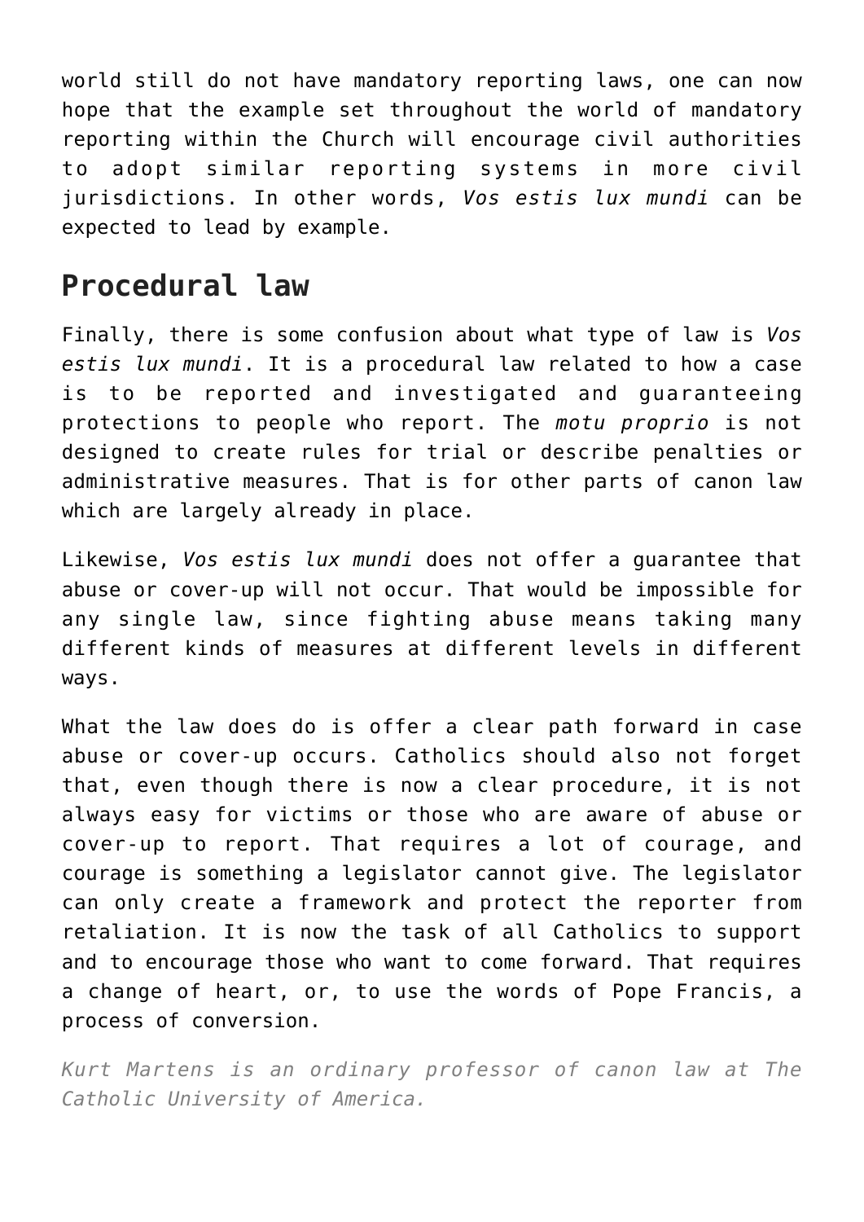world still do not have mandatory reporting laws, one can now hope that the example set throughout the world of mandatory reporting within the Church will encourage civil authorities to adopt similar reporting systems in more civil jurisdictions. In other words, *Vos estis lux mundi* can be expected to lead by example.

## Procedural law

Finally, there is some confusion about what type of law is *Vos estis lux mundi*. It is a procedural law related to how a case is to be reported and investigated and guaranteeing protections to people who report. The *motu proprio* is not designed to create rules for trial or describe penalties or administrative measures. That is for other parts of canon law which are largely already in place.

Likewise, *Vos estis lux mundi* does not offer a guarantee that abuse or cover-up will not occur. That would be impossible for any single law, since fighting abuse means taking many different kinds of measures at different levels in different ways.

What the law does do is offer a clear path forward in case abuse or cover-up occurs. Catholics should also not forget that, even though there is now a clear procedure, it is not always easy for victims or those who are aware of abuse or cover-up to report. That requires a lot of courage, and courage is something a legislator cannot give. The legislator can only create a framework and protect the reporter from retaliation. It is now the task of all Catholics to support and to encourage those who want to come forward. That requires a change of heart, or, to use the words of Pope Francis, a process of conversion.

*Kurt Martens is an ordinary professor of canon law at The Catholic University of America.*